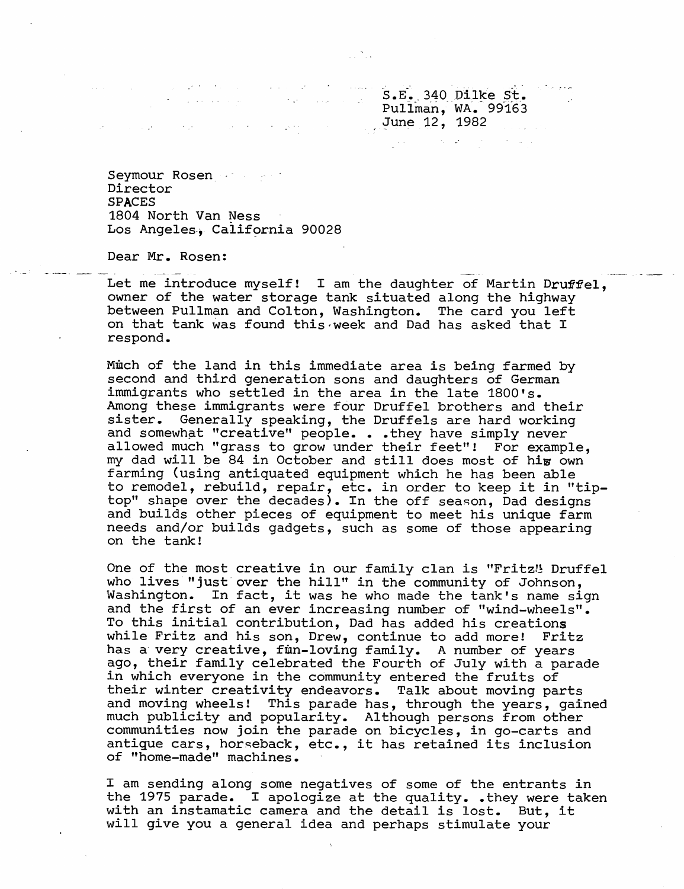S.E. 340 Dilke St.
Pullman, WA. 99163
June 12, 1982

Seymour Rosen
Director
SPACES
1804 North Van Ness
Los Angeles, California 90028

Dear Mr. Rosen:

Let me introduce myself! I am the daughter of Martin Druffel, owner of the water storage tank situated along the highway between Pullman and Colton, Washington. The card you left on that tank was found this week and Dad has asked that I respond.

Much of the land in this immediate area is being farmed by second and third generation sons and daughters of German immigrants who settled in the area in the late 1800's. Among these immigrants were four Druffel brothers and their sister. Generally speaking, the Druffels are hard working and somewhat "creative" people. . .they have simply never allowed much "grass to grow under their feet"! For example, my dad will be 84 in October and still does most of his own farming (using antiquated equipment which he has been able to remodel, rebuild, repair, etc. in order to keep it in "tip-top" shape over the decades). In the off season, Dad designs and builds other pieces of equipment to meet his unique farm needs and/or builds gadgets, such as some of those appearing on the tank!

One of the most creative in our family clan is "Fritz" Druffel who lives "just over the hill" in the community of Johnson, Washington. In fact, it was he who made the tank's name sign and the first of an ever increasing number of "wind-wheels". To this initial contribution, Dad has added his creations while Fritz and his son, Drew, continue to add more! Fritz has a very creative, fun-loving family. A number of years ago, their family celebrated the Fourth of July with a parade in which everyone in the community entered the fruits of their winter creativity endeavors. Talk about moving parts and moving wheels! This parade has, through the years, gained much publicity and popularity. Although persons from other communities now join the parade on bicycles, in go-carts and antique cars, horseback, etc., it has retained its inclusion of "home-made" machines.

I am sending along some negatives of some of the entrants in the 1975 parade. I apologize at the quality. .they were taken with an instamatic camera and the detail is lost. But, it will give you a general idea and perhaps stimulate your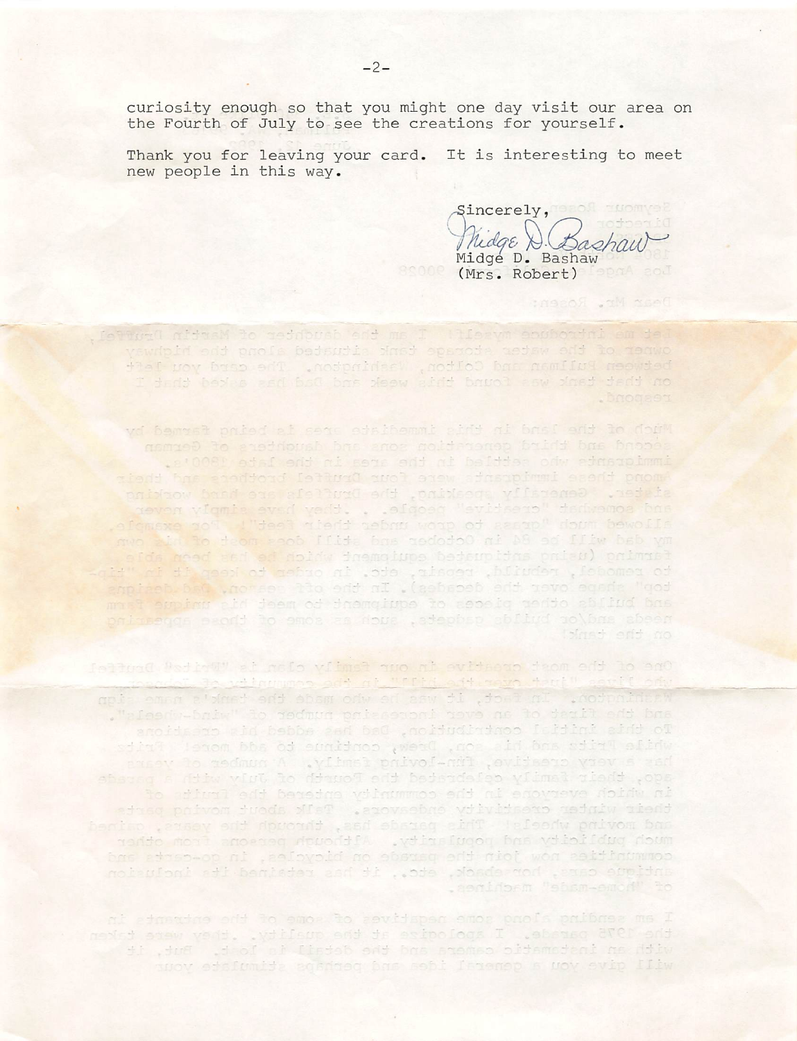curiosity enough so that you might one day visit our area on the Fourth of July to see the creations for yourself.

Thank you for leaving your card. It is interesting to meet new people in this way.

Sincerely,

Midge D. Bashaw

Midge D. Bashaw
(Mrs. Robert)